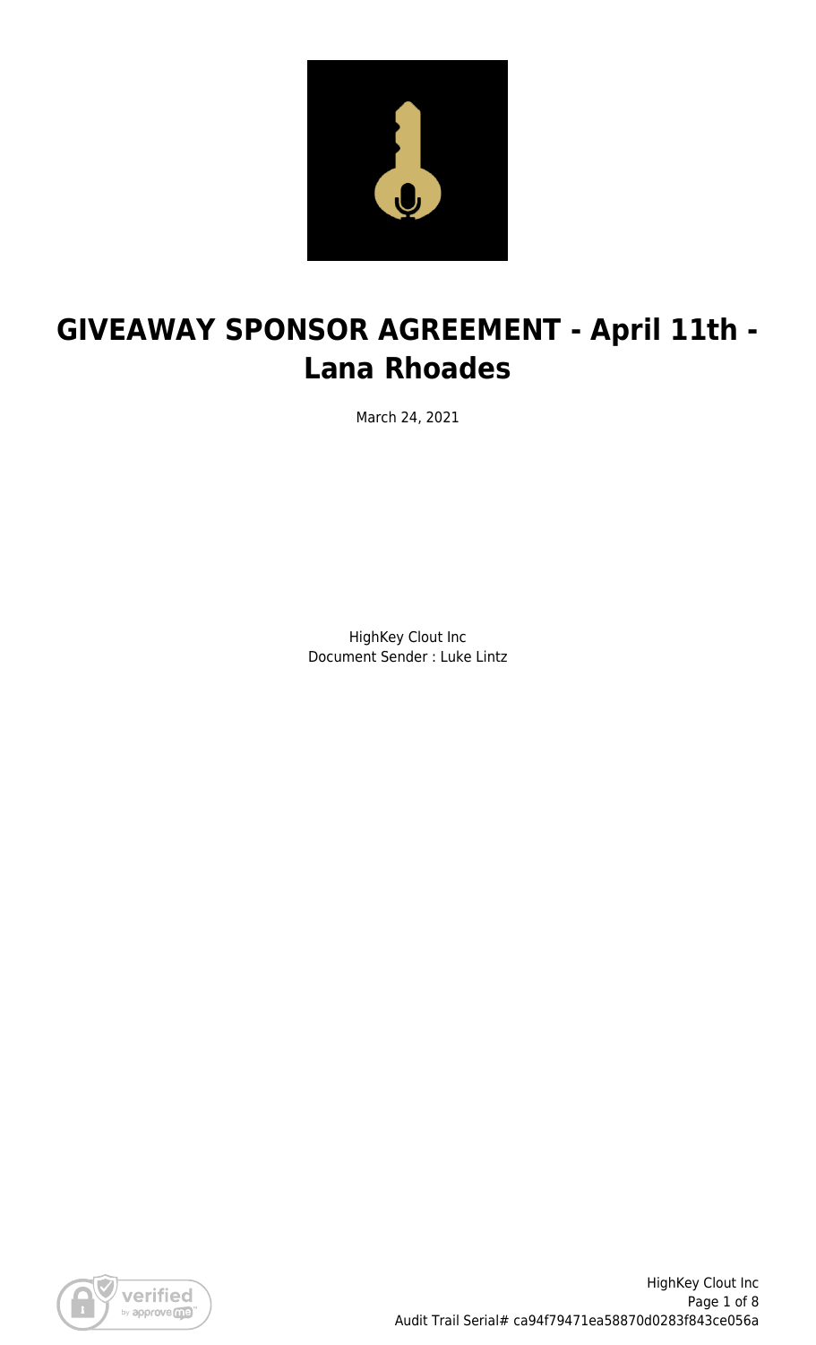# GIVEAWAY SPONSOR AGREEMENT - April 11th - Lana Rhoades

March 24, 2021

HighKey Clout Inc
Document Sender : Luke Lintz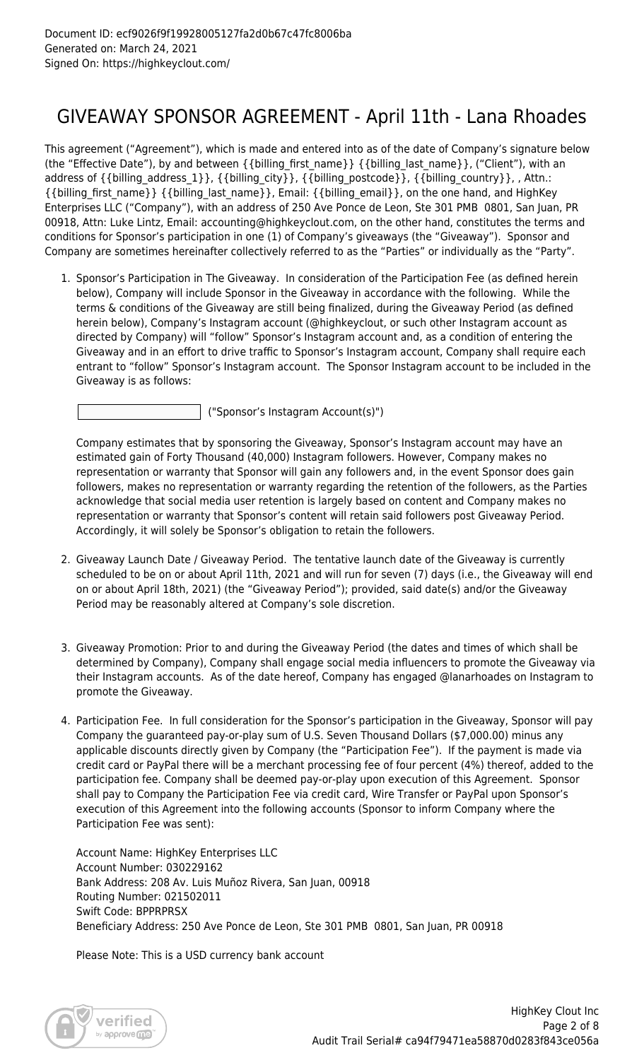Document ID: ecf9026f9f19928005127fa2d0b67c47fc8006ba
Generated on: March 24, 2021
Signed On: https://highkeyclout.com/

# GIVEAWAY SPONSOR AGREEMENT - April 11th - Lana Rhoades

This agreement ("Agreement"), which is made and entered into as of the date of Company's signature below (the "Effective Date"), by and between {{billing_first_name}} {{billing_last_name}}, ("Client"), with an address of {{billing_address_1}}, {{billing_city}}, {{billing_postcode}}, {{billing_country}}, , Attn.: {{billing_first_name}} {{billing_last_name}}, Email: {{billing_email}}, on the one hand, and HighKey Enterprises LLC ("Company"), with an address of 250 Ave Ponce de Leon, Ste 301 PMB 0801, San Juan, PR 00918, Attn: Luke Lintz, Email: accounting@highkeyclout.com, on the other hand, constitutes the terms and conditions for Sponsor's participation in one (1) of Company's giveaways (the "Giveaway"). Sponsor and Company are sometimes hereinafter collectively referred to as the "Parties" or individually as the "Party".

1. Sponsor's Participation in The Giveaway. In consideration of the Participation Fee (as defined herein below), Company will include Sponsor in the Giveaway in accordance with the following. While the terms & conditions of the Giveaway are still being finalized, during the Giveaway Period (as defined herein below), Company's Instagram account (@highkeyclout, or such other Instagram account as directed by Company) will "follow" Sponsor's Instagram account and, as a condition of entering the Giveaway and in an effort to drive traffic to Sponsor's Instagram account, Company shall require each entrant to "follow" Sponsor's Instagram account. The Sponsor Instagram account to be included in the Giveaway is as follows:

   ____________________ ("Sponsor's Instagram Account(s)")

   Company estimates that by sponsoring the Giveaway, Sponsor's Instagram account may have an estimated gain of Forty Thousand (40,000) Instagram followers. However, Company makes no representation or warranty that Sponsor will gain any followers and, in the event Sponsor does gain followers, makes no representation or warranty regarding the retention of the followers, as the Parties acknowledge that social media user retention is largely based on content and Company makes no representation or warranty that Sponsor's content will retain said followers post Giveaway Period. Accordingly, it will solely be Sponsor's obligation to retain the followers.

2. Giveaway Launch Date / Giveaway Period. The tentative launch date of the Giveaway is currently scheduled to be on or about April 11th, 2021 and will run for seven (7) days (i.e., the Giveaway will end on or about April 18th, 2021) (the "Giveaway Period"); provided, said date(s) and/or the Giveaway Period may be reasonably altered at Company's sole discretion.

3. Giveaway Promotion: Prior to and during the Giveaway Period (the dates and times of which shall be determined by Company), Company shall engage social media influencers to promote the Giveaway via their Instagram accounts. As of the date hereof, Company has engaged @lanarhoades on Instagram to promote the Giveaway.

4. Participation Fee. In full consideration for the Sponsor's participation in the Giveaway, Sponsor will pay Company the guaranteed pay-or-play sum of U.S. Seven Thousand Dollars ($7,000.00) minus any applicable discounts directly given by Company (the "Participation Fee"). If the payment is made via credit card or PayPal there will be a merchant processing fee of four percent (4%) thereof, added to the participation fee. Company shall be deemed pay-or-play upon execution of this Agreement. Sponsor shall pay to Company the Participation Fee via credit card, Wire Transfer or PayPal upon Sponsor's execution of this Agreement into the following accounts (Sponsor to inform Company where the Participation Fee was sent):

   Account Name: HighKey Enterprises LLC
   Account Number: 030229162
   Bank Address: 208 Av. Luis Muñoz Rivera, San Juan, 00918
   Routing Number: 021502011
   Swift Code: BPPRPRSX
   Beneficiary Address: 250 Ave Ponce de Leon, Ste 301 PMB 0801, San Juan, PR 00918

   Please Note: This is a USD currency bank account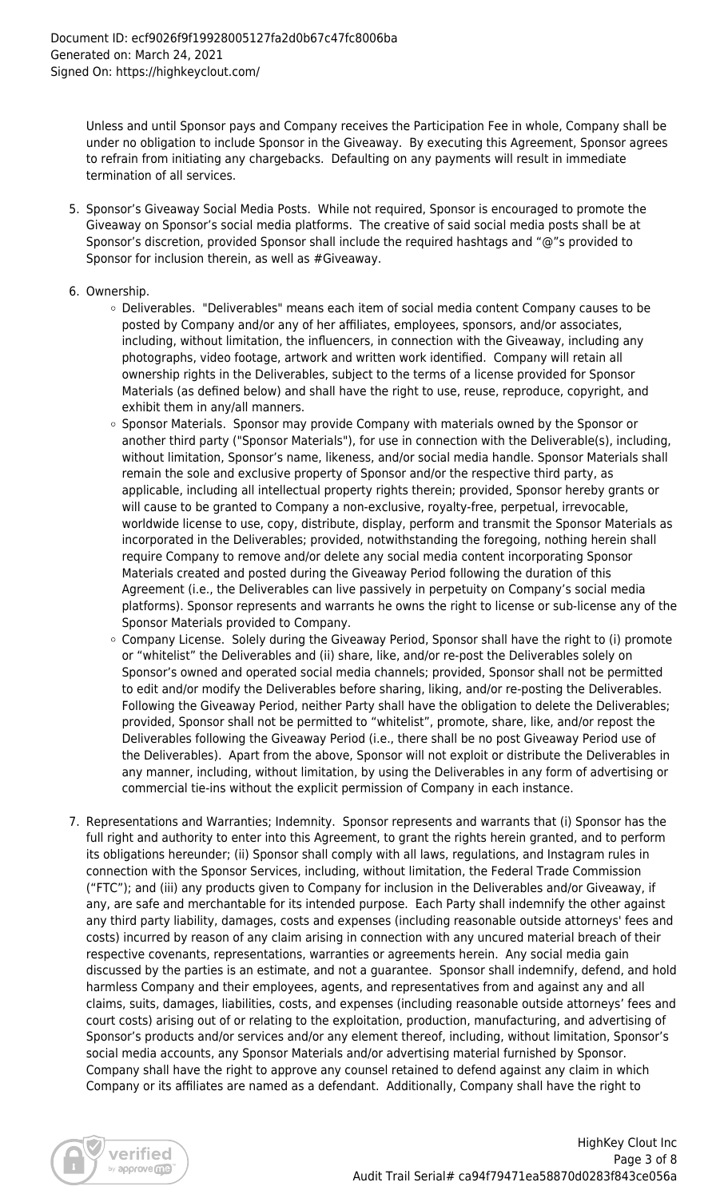Unless and until Sponsor pays and Company receives the Participation Fee in whole, Company shall be under no obligation to include Sponsor in the Giveaway. By executing this Agreement, Sponsor agrees to refrain from initiating any chargebacks. Defaulting on any payments will result in immediate termination of all services.

5. Sponsor's Giveaway Social Media Posts. While not required, Sponsor is encouraged to promote the Giveaway on Sponsor's social media platforms. The creative of said social media posts shall be at Sponsor's discretion, provided Sponsor shall include the required hashtags and "@"s provided to Sponsor for inclusion therein, as well as #Giveaway.

6. Ownership.
   - Deliverables. "Deliverables" means each item of social media content Company causes to be posted by Company and/or any of her affiliates, employees, sponsors, and/or associates, including, without limitation, the influencers, in connection with the Giveaway, including any photographs, video footage, artwork and written work identified. Company will retain all ownership rights in the Deliverables, subject to the terms of a license provided for Sponsor Materials (as defined below) and shall have the right to use, reuse, reproduce, copyright, and exhibit them in any/all manners.
   - Sponsor Materials. Sponsor may provide Company with materials owned by the Sponsor or another third party ("Sponsor Materials"), for use in connection with the Deliverable(s), including, without limitation, Sponsor's name, likeness, and/or social media handle. Sponsor Materials shall remain the sole and exclusive property of Sponsor and/or the respective third party, as applicable, including all intellectual property rights therein; provided, Sponsor hereby grants or will cause to be granted to Company a non-exclusive, royalty-free, perpetual, irrevocable, worldwide license to use, copy, distribute, display, perform and transmit the Sponsor Materials as incorporated in the Deliverables; provided, notwithstanding the foregoing, nothing herein shall require Company to remove and/or delete any social media content incorporating Sponsor Materials created and posted during the Giveaway Period following the duration of this Agreement (i.e., the Deliverables can live passively in perpetuity on Company's social media platforms). Sponsor represents and warrants he owns the right to license or sub-license any of the Sponsor Materials provided to Company.
   - Company License. Solely during the Giveaway Period, Sponsor shall have the right to (i) promote or "whitelist" the Deliverables and (ii) share, like, and/or re-post the Deliverables solely on Sponsor's owned and operated social media channels; provided, Sponsor shall not be permitted to edit and/or modify the Deliverables before sharing, liking, and/or re-posting the Deliverables. Following the Giveaway Period, neither Party shall have the obligation to delete the Deliverables; provided, Sponsor shall not be permitted to "whitelist", promote, share, like, and/or repost the Deliverables following the Giveaway Period (i.e., there shall be no post Giveaway Period use of the Deliverables). Apart from the above, Sponsor will not exploit or distribute the Deliverables in any manner, including, without limitation, by using the Deliverables in any form of advertising or commercial tie-ins without the explicit permission of Company in each instance.

7. Representations and Warranties; Indemnity. Sponsor represents and warrants that (i) Sponsor has the full right and authority to enter into this Agreement, to grant the rights herein granted, and to perform its obligations hereunder; (ii) Sponsor shall comply with all laws, regulations, and Instagram rules in connection with the Sponsor Services, including, without limitation, the Federal Trade Commission ("FTC"); and (iii) any products given to Company for inclusion in the Deliverables and/or Giveaway, if any, are safe and merchantable for its intended purpose. Each Party shall indemnify the other against any third party liability, damages, costs and expenses (including reasonable outside attorneys' fees and costs) incurred by reason of any claim arising in connection with any uncured material breach of their respective covenants, representations, warranties or agreements herein. Any social media gain discussed by the parties is an estimate, and not a guarantee. Sponsor shall indemnify, defend, and hold harmless Company and their employees, agents, and representatives from and against any and all claims, suits, damages, liabilities, costs, and expenses (including reasonable outside attorneys' fees and court costs) arising out of or relating to the exploitation, production, manufacturing, and advertising of Sponsor's products and/or services and/or any element thereof, including, without limitation, Sponsor's social media accounts, any Sponsor Materials and/or advertising material furnished by Sponsor. Company shall have the right to approve any counsel retained to defend against any claim in which Company or its affiliates are named as a defendant. Additionally, Company shall have the right to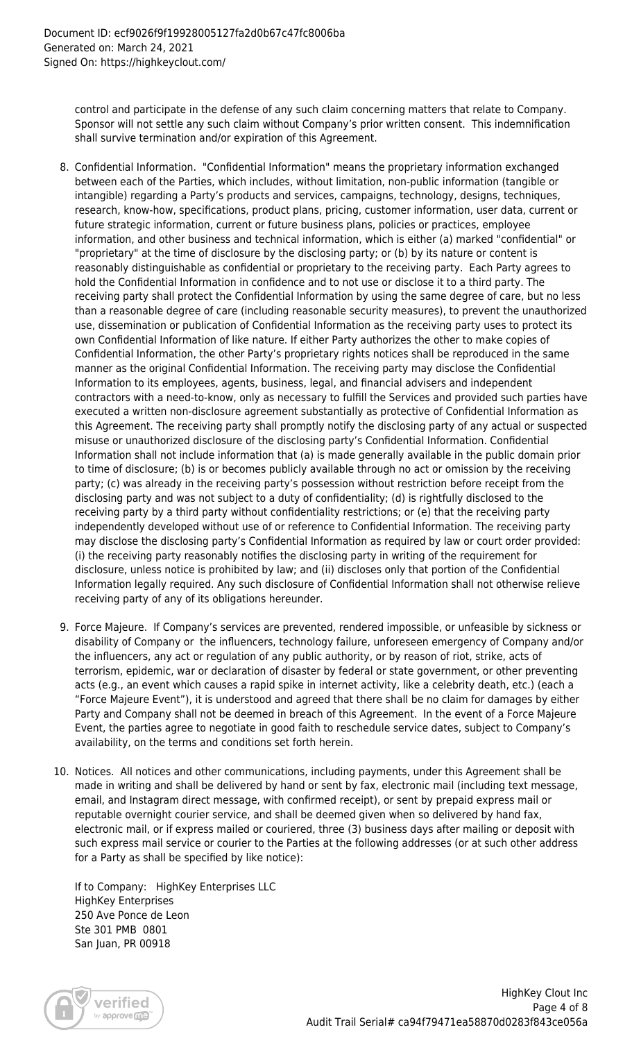control and participate in the defense of any such claim concerning matters that relate to Company. Sponsor will not settle any such claim without Company's prior written consent. This indemnification shall survive termination and/or expiration of this Agreement.

8. Confidential Information. "Confidential Information" means the proprietary information exchanged between each of the Parties, which includes, without limitation, non-public information (tangible or intangible) regarding a Party's products and services, campaigns, technology, designs, techniques, research, know-how, specifications, product plans, pricing, customer information, user data, current or future strategic information, current or future business plans, policies or practices, employee information, and other business and technical information, which is either (a) marked "confidential" or "proprietary" at the time of disclosure by the disclosing party; or (b) by its nature or content is reasonably distinguishable as confidential or proprietary to the receiving party. Each Party agrees to hold the Confidential Information in confidence and to not use or disclose it to a third party. The receiving party shall protect the Confidential Information by using the same degree of care, but no less than a reasonable degree of care (including reasonable security measures), to prevent the unauthorized use, dissemination or publication of Confidential Information as the receiving party uses to protect its own Confidential Information of like nature. If either Party authorizes the other to make copies of Confidential Information, the other Party's proprietary rights notices shall be reproduced in the same manner as the original Confidential Information. The receiving party may disclose the Confidential Information to its employees, agents, business, legal, and financial advisers and independent contractors with a need-to-know, only as necessary to fulfill the Services and provided such parties have executed a written non-disclosure agreement substantially as protective of Confidential Information as this Agreement. The receiving party shall promptly notify the disclosing party of any actual or suspected misuse or unauthorized disclosure of the disclosing party's Confidential Information. Confidential Information shall not include information that (a) is made generally available in the public domain prior to time of disclosure; (b) is or becomes publicly available through no act or omission by the receiving party; (c) was already in the receiving party's possession without restriction before receipt from the disclosing party and was not subject to a duty of confidentiality; (d) is rightfully disclosed to the receiving party by a third party without confidentiality restrictions; or (e) that the receiving party independently developed without use of or reference to Confidential Information. The receiving party may disclose the disclosing party's Confidential Information as required by law or court order provided: (i) the receiving party reasonably notifies the disclosing party in writing of the requirement for disclosure, unless notice is prohibited by law; and (ii) discloses only that portion of the Confidential Information legally required. Any such disclosure of Confidential Information shall not otherwise relieve receiving party of any of its obligations hereunder.

9. Force Majeure. If Company's services are prevented, rendered impossible, or unfeasible by sickness or disability of Company or the influencers, technology failure, unforeseen emergency of Company and/or the influencers, any act or regulation of any public authority, or by reason of riot, strike, acts of terrorism, epidemic, war or declaration of disaster by federal or state government, or other preventing acts (e.g., an event which causes a rapid spike in internet activity, like a celebrity death, etc.) (each a "Force Majeure Event"), it is understood and agreed that there shall be no claim for damages by either Party and Company shall not be deemed in breach of this Agreement. In the event of a Force Majeure Event, the parties agree to negotiate in good faith to reschedule service dates, subject to Company's availability, on the terms and conditions set forth herein.

10. Notices. All notices and other communications, including payments, under this Agreement shall be made in writing and shall be delivered by hand or sent by fax, electronic mail (including text message, email, and Instagram direct message, with confirmed receipt), or sent by prepaid express mail or reputable overnight courier service, and shall be deemed given when so delivered by hand fax, electronic mail, or if express mailed or couriered, three (3) business days after mailing or deposit with such express mail service or courier to the Parties at the following addresses (or at such other address for a Party as shall be specified by like notice):

    If to Company: HighKey Enterprises LLC
    HighKey Enterprises
    250 Ave Ponce de Leon
    Ste 301 PMB 0801
    San Juan, PR 00918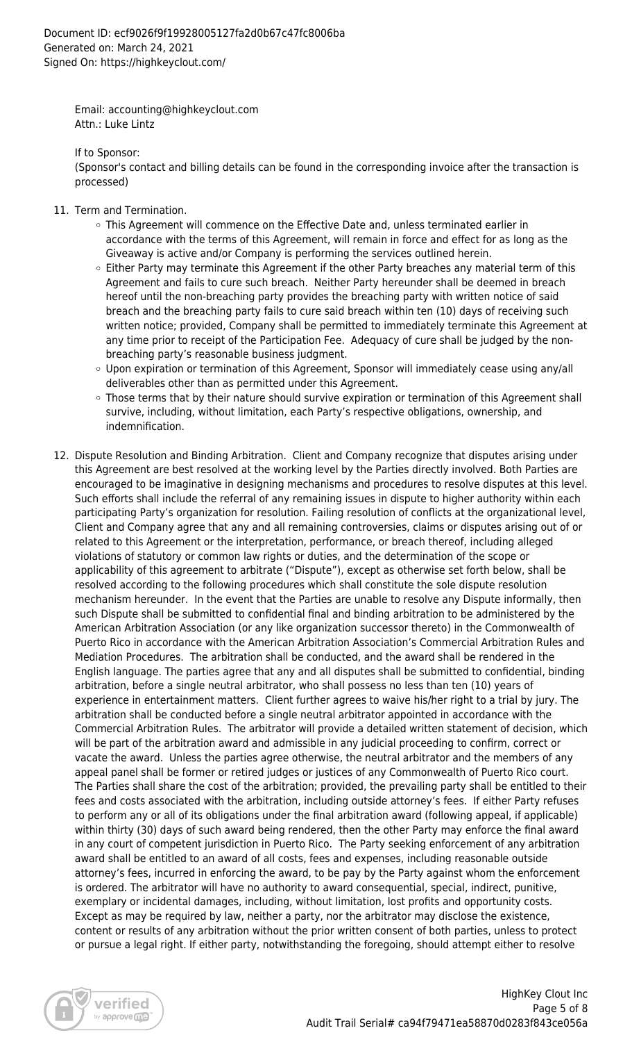Email: accounting@highkeyclout.com
Attn.: Luke Lintz

If to Sponsor:
(Sponsor's contact and billing details can be found in the corresponding invoice after the transaction is processed)

11. Term and Termination.
    - This Agreement will commence on the Effective Date and, unless terminated earlier in accordance with the terms of this Agreement, will remain in force and effect for as long as the Giveaway is active and/or Company is performing the services outlined herein.
    - Either Party may terminate this Agreement if the other Party breaches any material term of this Agreement and fails to cure such breach. Neither Party hereunder shall be deemed in breach hereof until the non-breaching party provides the breaching party with written notice of said breach and the breaching party fails to cure said breach within ten (10) days of receiving such written notice; provided, Company shall be permitted to immediately terminate this Agreement at any time prior to receipt of the Participation Fee. Adequacy of cure shall be judged by the non-breaching party's reasonable business judgment.
    - Upon expiration or termination of this Agreement, Sponsor will immediately cease using any/all deliverables other than as permitted under this Agreement.
    - Those terms that by their nature should survive expiration or termination of this Agreement shall survive, including, without limitation, each Party's respective obligations, ownership, and indemnification.

12. Dispute Resolution and Binding Arbitration. Client and Company recognize that disputes arising under this Agreement are best resolved at the working level by the Parties directly involved. Both Parties are encouraged to be imaginative in designing mechanisms and procedures to resolve disputes at this level. Such efforts shall include the referral of any remaining issues in dispute to higher authority within each participating Party's organization for resolution. Failing resolution of conflicts at the organizational level, Client and Company agree that any and all remaining controversies, claims or disputes arising out of or related to this Agreement or the interpretation, performance, or breach thereof, including alleged violations of statutory or common law rights or duties, and the determination of the scope or applicability of this agreement to arbitrate ("Dispute"), except as otherwise set forth below, shall be resolved according to the following procedures which shall constitute the sole dispute resolution mechanism hereunder. In the event that the Parties are unable to resolve any Dispute informally, then such Dispute shall be submitted to confidential final and binding arbitration to be administered by the American Arbitration Association (or any like organization successor thereto) in the Commonwealth of Puerto Rico in accordance with the American Arbitration Association's Commercial Arbitration Rules and Mediation Procedures. The arbitration shall be conducted, and the award shall be rendered in the English language. The parties agree that any and all disputes shall be submitted to confidential, binding arbitration, before a single neutral arbitrator, who shall possess no less than ten (10) years of experience in entertainment matters. Client further agrees to waive his/her right to a trial by jury. The arbitration shall be conducted before a single neutral arbitrator appointed in accordance with the Commercial Arbitration Rules. The arbitrator will provide a detailed written statement of decision, which will be part of the arbitration award and admissible in any judicial proceeding to confirm, correct or vacate the award. Unless the parties agree otherwise, the neutral arbitrator and the members of any appeal panel shall be former or retired judges or justices of any Commonwealth of Puerto Rico court. The Parties shall share the cost of the arbitration; provided, the prevailing party shall be entitled to their fees and costs associated with the arbitration, including outside attorney's fees. If either Party refuses to perform any or all of its obligations under the final arbitration award (following appeal, if applicable) within thirty (30) days of such award being rendered, then the other Party may enforce the final award in any court of competent jurisdiction in Puerto Rico. The Party seeking enforcement of any arbitration award shall be entitled to an award of all costs, fees and expenses, including reasonable outside attorney's fees, incurred in enforcing the award, to be pay by the Party against whom the enforcement is ordered. The arbitrator will have no authority to award consequential, special, indirect, punitive, exemplary or incidental damages, including, without limitation, lost profits and opportunity costs. Except as may be required by law, neither a party, nor the arbitrator may disclose the existence, content or results of any arbitration without the prior written consent of both parties, unless to protect or pursue a legal right. If either party, notwithstanding the foregoing, should attempt either to resolve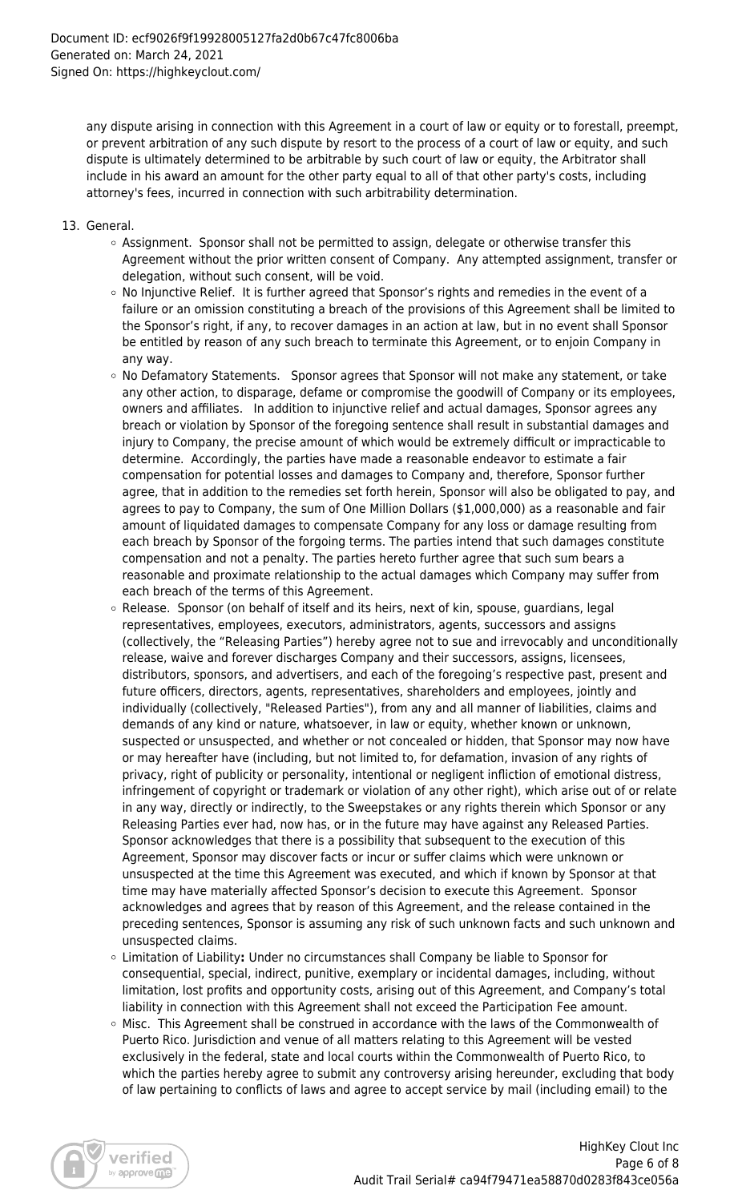any dispute arising in connection with this Agreement in a court of law or equity or to forestall, preempt, or prevent arbitration of any such dispute by resort to the process of a court of law or equity, and such dispute is ultimately determined to be arbitrable by such court of law or equity, the Arbitrator shall include in his award an amount for the other party equal to all of that other party's costs, including attorney's fees, incurred in connection with such arbitrability determination.

13. General.
    - Assignment. Sponsor shall not be permitted to assign, delegate or otherwise transfer this Agreement without the prior written consent of Company. Any attempted assignment, transfer or delegation, without such consent, will be void.
    - No Injunctive Relief. It is further agreed that Sponsor's rights and remedies in the event of a failure or an omission constituting a breach of the provisions of this Agreement shall be limited to the Sponsor's right, if any, to recover damages in an action at law, but in no event shall Sponsor be entitled by reason of any such breach to terminate this Agreement, or to enjoin Company in any way.
    - No Defamatory Statements. Sponsor agrees that Sponsor will not make any statement, or take any other action, to disparage, defame or compromise the goodwill of Company or its employees, owners and affiliates. In addition to injunctive relief and actual damages, Sponsor agrees any breach or violation by Sponsor of the foregoing sentence shall result in substantial damages and injury to Company, the precise amount of which would be extremely difficult or impracticable to determine. Accordingly, the parties have made a reasonable endeavor to estimate a fair compensation for potential losses and damages to Company and, therefore, Sponsor further agree, that in addition to the remedies set forth herein, Sponsor will also be obligated to pay, and agrees to pay to Company, the sum of One Million Dollars ($1,000,000) as a reasonable and fair amount of liquidated damages to compensate Company for any loss or damage resulting from each breach by Sponsor of the forgoing terms. The parties intend that such damages constitute compensation and not a penalty. The parties hereto further agree that such sum bears a reasonable and proximate relationship to the actual damages which Company may suffer from each breach of the terms of this Agreement.
    - Release. Sponsor (on behalf of itself and its heirs, next of kin, spouse, guardians, legal representatives, employees, executors, administrators, agents, successors and assigns (collectively, the "Releasing Parties") hereby agree not to sue and irrevocably and unconditionally release, waive and forever discharges Company and their successors, assigns, licensees, distributors, sponsors, and advertisers, and each of the foregoing's respective past, present and future officers, directors, agents, representatives, shareholders and employees, jointly and individually (collectively, "Released Parties"), from any and all manner of liabilities, claims and demands of any kind or nature, whatsoever, in law or equity, whether known or unknown, suspected or unsuspected, and whether or not concealed or hidden, that Sponsor may now have or may hereafter have (including, but not limited to, for defamation, invasion of any rights of privacy, right of publicity or personality, intentional or negligent infliction of emotional distress, infringement of copyright or trademark or violation of any other right), which arise out of or relate in any way, directly or indirectly, to the Sweepstakes or any rights therein which Sponsor or any Releasing Parties ever had, now has, or in the future may have against any Released Parties. Sponsor acknowledges that there is a possibility that subsequent to the execution of this Agreement, Sponsor may discover facts or incur or suffer claims which were unknown or unsuspected at the time this Agreement was executed, and which if known by Sponsor at that time may have materially affected Sponsor's decision to execute this Agreement. Sponsor acknowledges and agrees that by reason of this Agreement, and the release contained in the preceding sentences, Sponsor is assuming any risk of such unknown facts and such unknown and unsuspected claims.
    - Limitation of Liability**:** Under no circumstances shall Company be liable to Sponsor for consequential, special, indirect, punitive, exemplary or incidental damages, including, without limitation, lost profits and opportunity costs, arising out of this Agreement, and Company's total liability in connection with this Agreement shall not exceed the Participation Fee amount.
    - Misc. This Agreement shall be construed in accordance with the laws of the Commonwealth of Puerto Rico. Jurisdiction and venue of all matters relating to this Agreement will be vested exclusively in the federal, state and local courts within the Commonwealth of Puerto Rico, to which the parties hereby agree to submit any controversy arising hereunder, excluding that body of law pertaining to conflicts of laws and agree to accept service by mail (including email) to the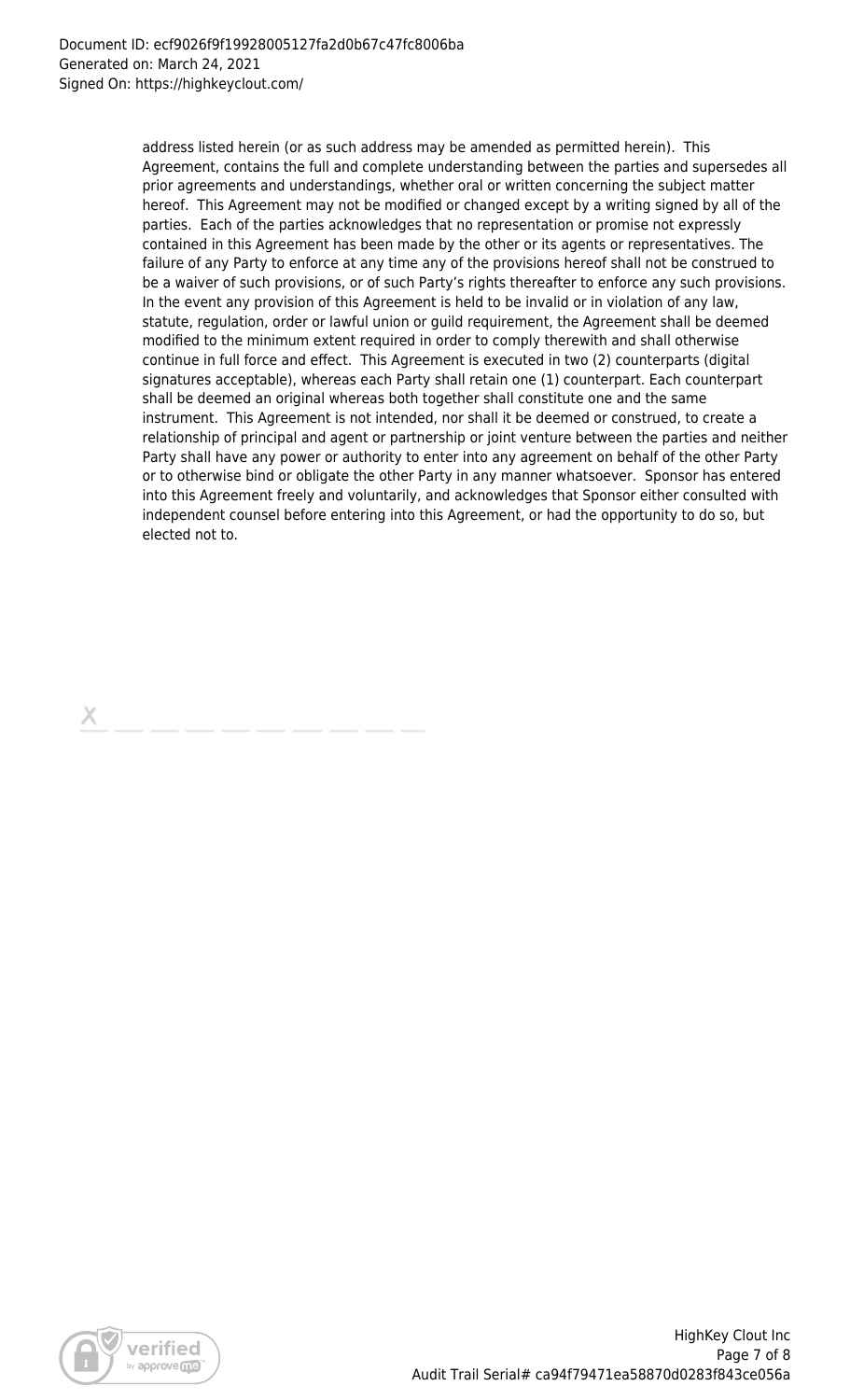address listed herein (or as such address may be amended as permitted herein). This Agreement, contains the full and complete understanding between the parties and supersedes all prior agreements and understandings, whether oral or written concerning the subject matter hereof. This Agreement may not be modified or changed except by a writing signed by all of the parties. Each of the parties acknowledges that no representation or promise not expressly contained in this Agreement has been made by the other or its agents or representatives. The failure of any Party to enforce at any time any of the provisions hereof shall not be construed to be a waiver of such provisions, or of such Party's rights thereafter to enforce any such provisions. In the event any provision of this Agreement is held to be invalid or in violation of any law, statute, regulation, order or lawful union or guild requirement, the Agreement shall be deemed modified to the minimum extent required in order to comply therewith and shall otherwise continue in full force and effect. This Agreement is executed in two (2) counterparts (digital signatures acceptable), whereas each Party shall retain one (1) counterpart. Each counterpart shall be deemed an original whereas both together shall constitute one and the same instrument. This Agreement is not intended, nor shall it be deemed or construed, to create a relationship of principal and agent or partnership or joint venture between the parties and neither Party shall have any power or authority to enter into any agreement on behalf of the other Party or to otherwise bind or obligate the other Party in any manner whatsoever. Sponsor has entered into this Agreement freely and voluntarily, and acknowledges that Sponsor either consulted with independent counsel before entering into this Agreement, or had the opportunity to do so, but elected not to.

X \_\_\_\_\_\_\_\_\_\_\_\_\_\_\_\_\_\_\_\_\_\_\_\_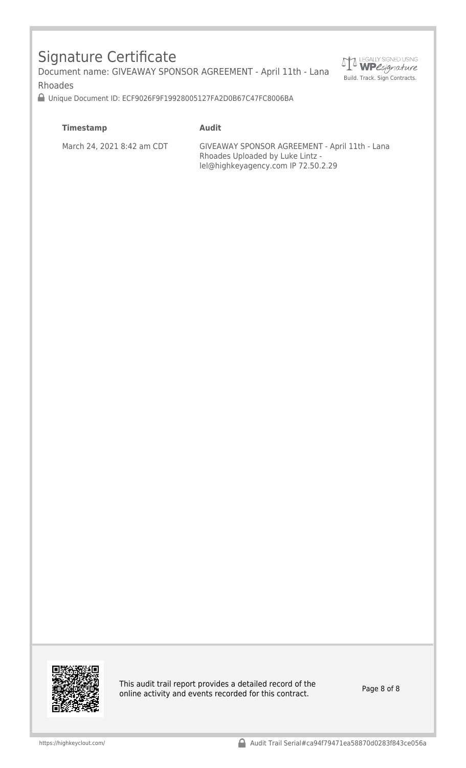# Signature Certificate

Document name: GIVEAWAY SPONSOR AGREEMENT - April 11th - Lana Rhoades

LEGALLY SIGNED USING WPesignature
Build. Track. Sign Contracts.

Unique Document ID: ECF9026F9F19928005127FA2D0B67C47FC8006BA

| Timestamp | Audit |
| --- | --- |
| March 24, 2021 8:42 am CDT | GIVEAWAY SPONSOR AGREEMENT - April 11th - Lana Rhoades Uploaded by Luke Lintz - lel@highkeyagency.com IP 72.50.2.29 |

This audit trail report provides a detailed record of the online activity and events recorded for this contract.

https://highkeyclout.com/

Audit Trail Serial#ca94f79471ea58870d0283f843ce056a